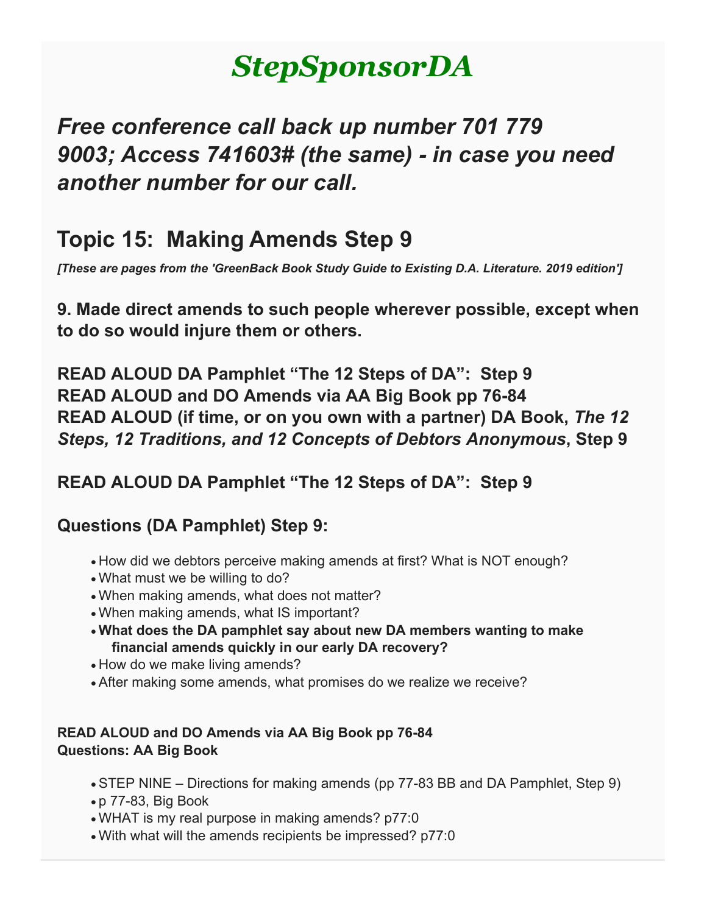# StepSponsorDA

## *Free conference call back up number 701 779 9003; Access 741603# (the same) - in case you need another number for our call.*

## Topic 15: Making Amends Step 9

***[These are pages from the 'GreenBack Book Study Guide to Existing D.A. Literature. 2019 edition']***

**9. Made direct amends to such people wherever possible, except when to do so would injure them or others.**

**READ ALOUD DA Pamphlet "The 12 Steps of DA": Step 9**
**READ ALOUD and DO Amends via AA Big Book pp 76-84**
**READ ALOUD (if time, or on you own with a partner) DA Book, *The 12 Steps, 12 Traditions, and 12 Concepts of Debtors Anonymous*, Step 9**

### READ ALOUD DA Pamphlet "The 12 Steps of DA": Step 9

### Questions (DA Pamphlet) Step 9:

- How did we debtors perceive making amends at first? What is NOT enough?
- What must we be willing to do?
- When making amends, what does not matter?
- When making amends, what IS important?
- **What does the DA pamphlet say about new DA members wanting to make financial amends quickly in our early DA recovery?**
- How do we make living amends?
- After making some amends, what promises do we realize we receive?

**READ ALOUD and DO Amends via AA Big Book pp 76-84**
**Questions: AA Big Book**

- STEP NINE – Directions for making amends (pp 77-83 BB and DA Pamphlet, Step 9)
- p 77-83, Big Book
- WHAT is my real purpose in making amends? p77:0
- With what will the amends recipients be impressed? p77:0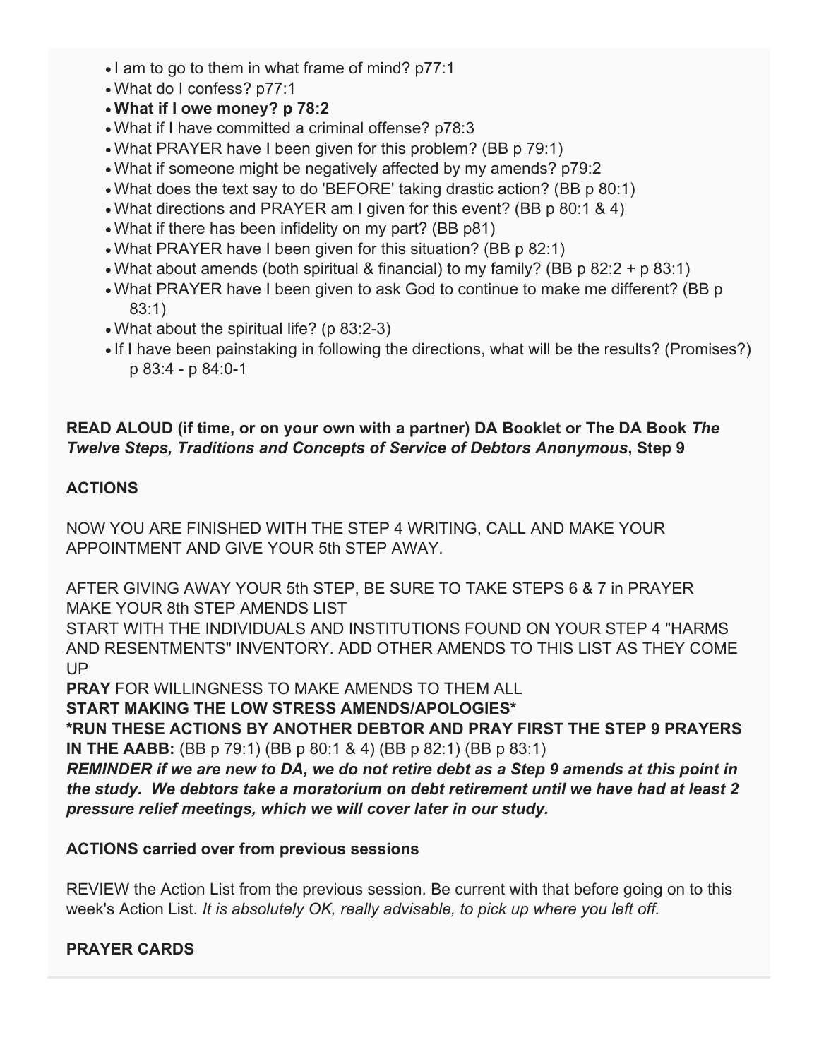- I am to go to them in what frame of mind? p77:1
- What do I confess? p77:1
- **What if I owe money? p 78:2**
- What if I have committed a criminal offense? p78:3
- What PRAYER have I been given for this problem? (BB p 79:1)
- What if someone might be negatively affected by my amends? p79:2
- What does the text say to do 'BEFORE' taking drastic action? (BB p 80:1)
- What directions and PRAYER am I given for this event? (BB p 80:1 & 4)
- What if there has been infidelity on my part? (BB p81)
- What PRAYER have I been given for this situation? (BB p 82:1)
- What about amends (both spiritual & financial) to my family? (BB p 82:2 + p 83:1)
- What PRAYER have I been given to ask God to continue to make me different? (BB p 83:1)
- What about the spiritual life? (p 83:2-3)
- If I have been painstaking in following the directions, what will be the results? (Promises?) p 83:4 - p 84:0-1

**READ ALOUD (if time, or on your own with a partner) DA Booklet or The DA Book *The Twelve Steps, Traditions and Concepts of Service of Debtors Anonymous*, Step 9**

**ACTIONS**

NOW YOU ARE FINISHED WITH THE STEP 4 WRITING, CALL AND MAKE YOUR APPOINTMENT AND GIVE YOUR 5th STEP AWAY.

AFTER GIVING AWAY YOUR 5th STEP, BE SURE TO TAKE STEPS 6 & 7 in PRAYER
MAKE YOUR 8th STEP AMENDS LIST
START WITH THE INDIVIDUALS AND INSTITUTIONS FOUND ON YOUR STEP 4 "HARMS AND RESENTMENTS" INVENTORY. ADD OTHER AMENDS TO THIS LIST AS THEY COME UP
**PRAY** FOR WILLINGNESS TO MAKE AMENDS TO THEM ALL
**START MAKING THE LOW STRESS AMENDS/APOLOGIES***
***RUN THESE ACTIONS BY ANOTHER DEBTOR AND PRAY FIRST THE STEP 9 PRAYERS IN THE AABB:** (BB p 79:1) (BB p 80:1 & 4) (BB p 82:1) (BB p 83:1)
***REMINDER if we are new to DA, we do not retire debt as a Step 9 amends at this point in the study. We debtors take a moratorium on debt retirement until we have had at least 2 pressure relief meetings, which we will cover later in our study.***

**ACTIONS carried over from previous sessions**

REVIEW the Action List from the previous session. Be current with that before going on to this week's Action List. *It is absolutely OK, really advisable, to pick up where you left off.*

**PRAYER CARDS**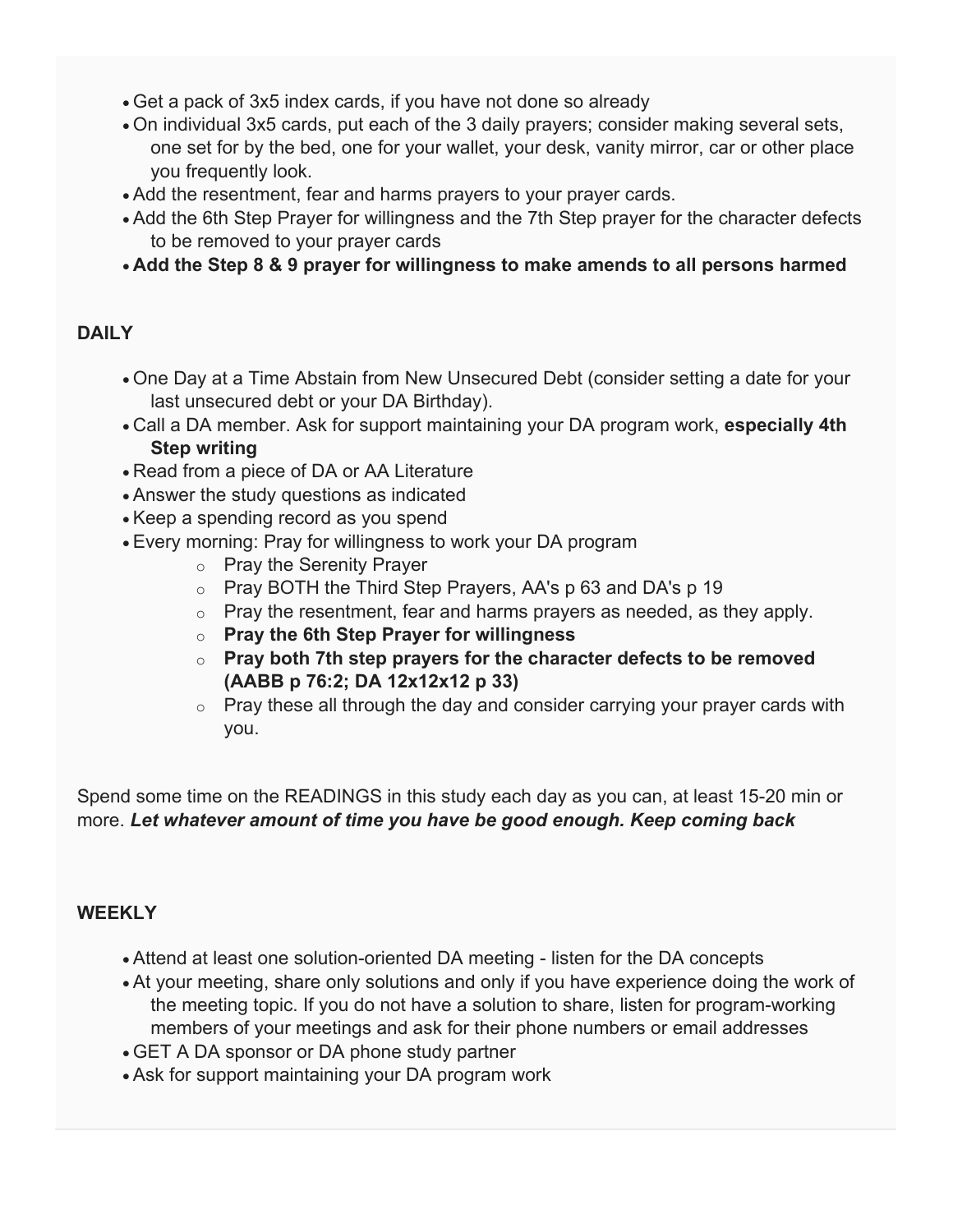- Get a pack of 3x5 index cards, if you have not done so already
- On individual 3x5 cards, put each of the 3 daily prayers; consider making several sets, one set for by the bed, one for your wallet, your desk, vanity mirror, car or other place you frequently look.
- Add the resentment, fear and harms prayers to your prayer cards.
- Add the 6th Step Prayer for willingness and the 7th Step prayer for the character defects to be removed to your prayer cards
- **Add the Step 8 & 9 prayer for willingness to make amends to all persons harmed**

**DAILY**

- One Day at a Time Abstain from New Unsecured Debt (consider setting a date for your last unsecured debt or your DA Birthday).
- Call a DA member. Ask for support maintaining your DA program work, **especially 4th Step writing**
- Read from a piece of DA or AA Literature
- Answer the study questions as indicated
- Keep a spending record as you spend
- Every morning: Pray for willingness to work your DA program
    - Pray the Serenity Prayer
    - Pray BOTH the Third Step Prayers, AA's p 63 and DA's p 19
    - Pray the resentment, fear and harms prayers as needed, as they apply.
    - **Pray the 6th Step Prayer for willingness**
    - **Pray both 7th step prayers for the character defects to be removed (AABB p 76:2; DA 12x12x12 p 33)**
    - Pray these all through the day and consider carrying your prayer cards with you.

Spend some time on the READINGS in this study each day as you can, at least 15-20 min or more. ***Let whatever amount of time you have be good enough. Keep coming back***

**WEEKLY**

- Attend at least one solution-oriented DA meeting - listen for the DA concepts
- At your meeting, share only solutions and only if you have experience doing the work of the meeting topic. If you do not have a solution to share, listen for program-working members of your meetings and ask for their phone numbers or email addresses
- GET A DA sponsor or DA phone study partner
- Ask for support maintaining your DA program work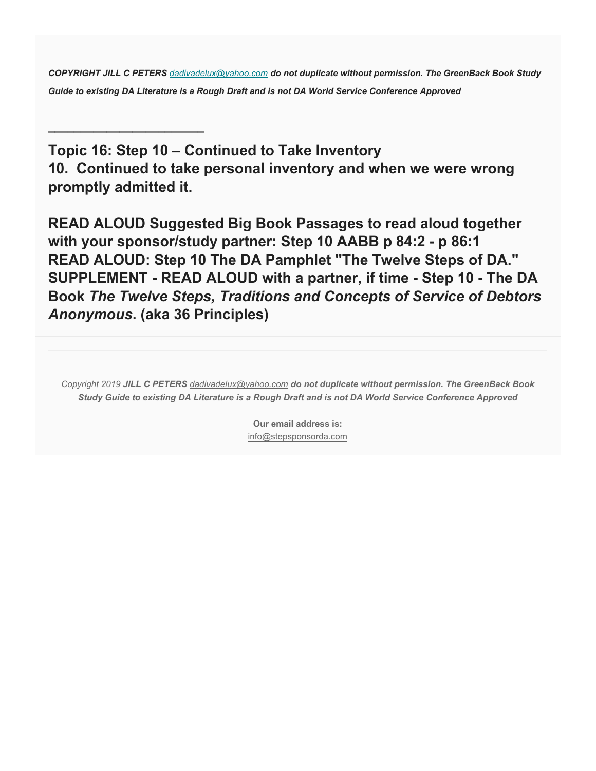***COPYRIGHT JILL C PETERS [dadivadelux@yahoo.com](mailto:dadivadelux@yahoo.com) do not duplicate without permission. The GreenBack Book Study Guide to existing DA Literature is a Rough Draft and is not DA World Service Conference Approved***

______________________

## Topic 16: Step 10 – Continued to Take Inventory

## 10. Continued to take personal inventory and when we were wrong promptly admitted it.

## READ ALOUD Suggested Big Book Passages to read aloud together with your sponsor/study partner: Step 10 AABB p 84:2 - p 86:1

## READ ALOUD: Step 10 The DA Pamphlet "The Twelve Steps of DA."

## SUPPLEMENT - READ ALOUD with a partner, if time - Step 10 - The DA Book *The Twelve Steps, Traditions and Concepts of Service of Debtors Anonymous*. (aka 36 Principles)

---

*Copyright 2019* ***JILL C PETERS*** *[dadivadelux@yahoo.com](mailto:dadivadelux@yahoo.com)* ***do not duplicate without permission. The GreenBack Book Study Guide to existing DA Literature is a Rough Draft and is not DA World Service Conference Approved***

**Our email address is:**
[info@stepsponsorda.com](mailto:info@stepsponsorda.com)